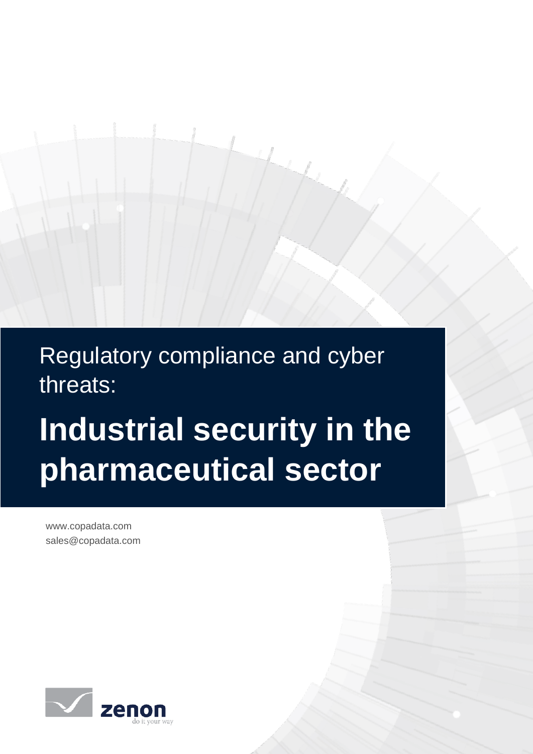Regulatory compliance and cyber threats:

# Industrial security in the pharmaceutical sector

www.copadata.com
sales@copadata.com

zenon
do it your way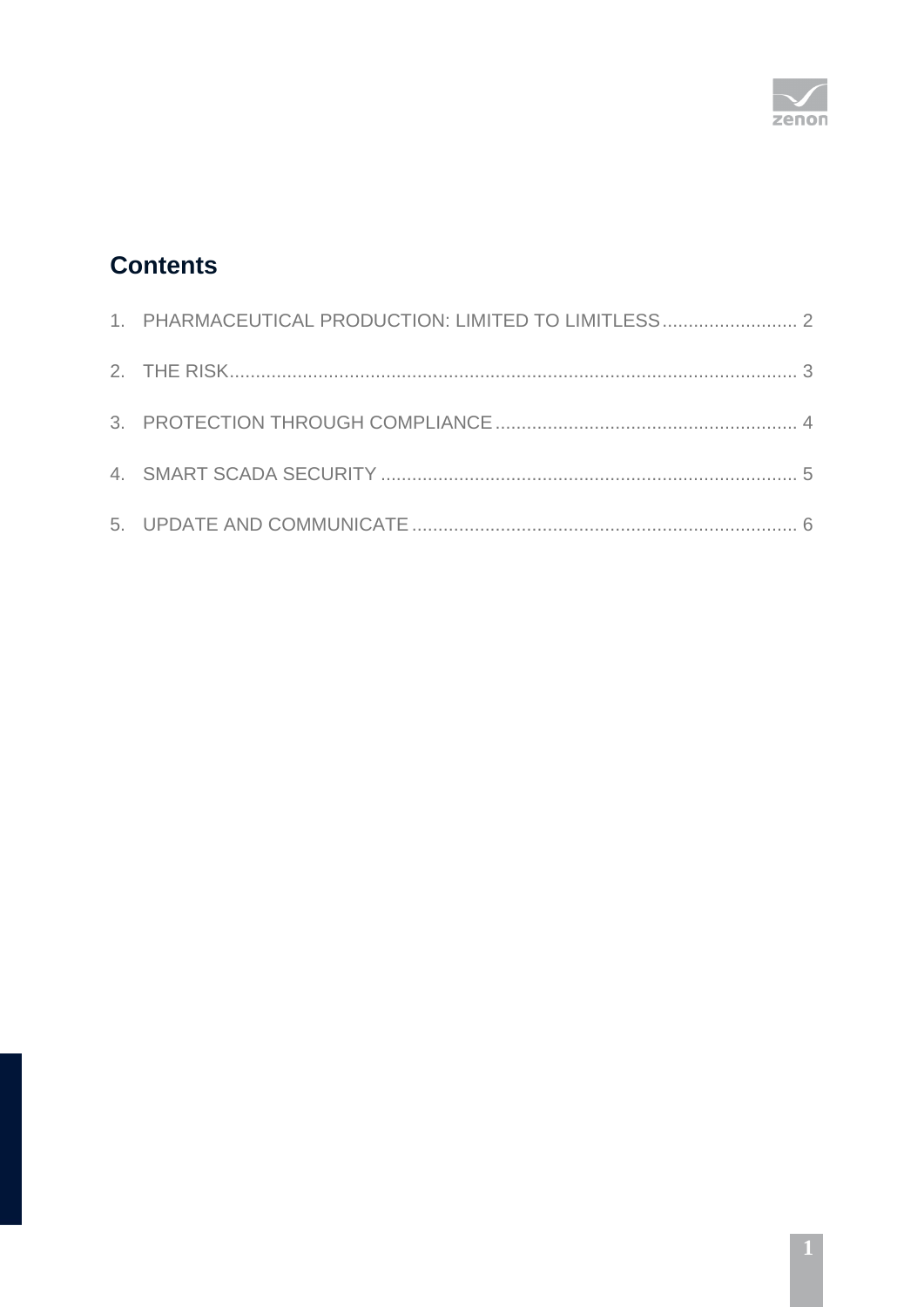## Contents

1. PHARMACEUTICAL PRODUCTION: LIMITED TO LIMITLESS .......................... 2
2. THE RISK ............................................................................................................ 3
3. PROTECTION THROUGH COMPLIANCE ......................................................... 4
4. SMART SCADA SECURITY ............................................................................... 5
5. UPDATE AND COMMUNICATE ......................................................................... 6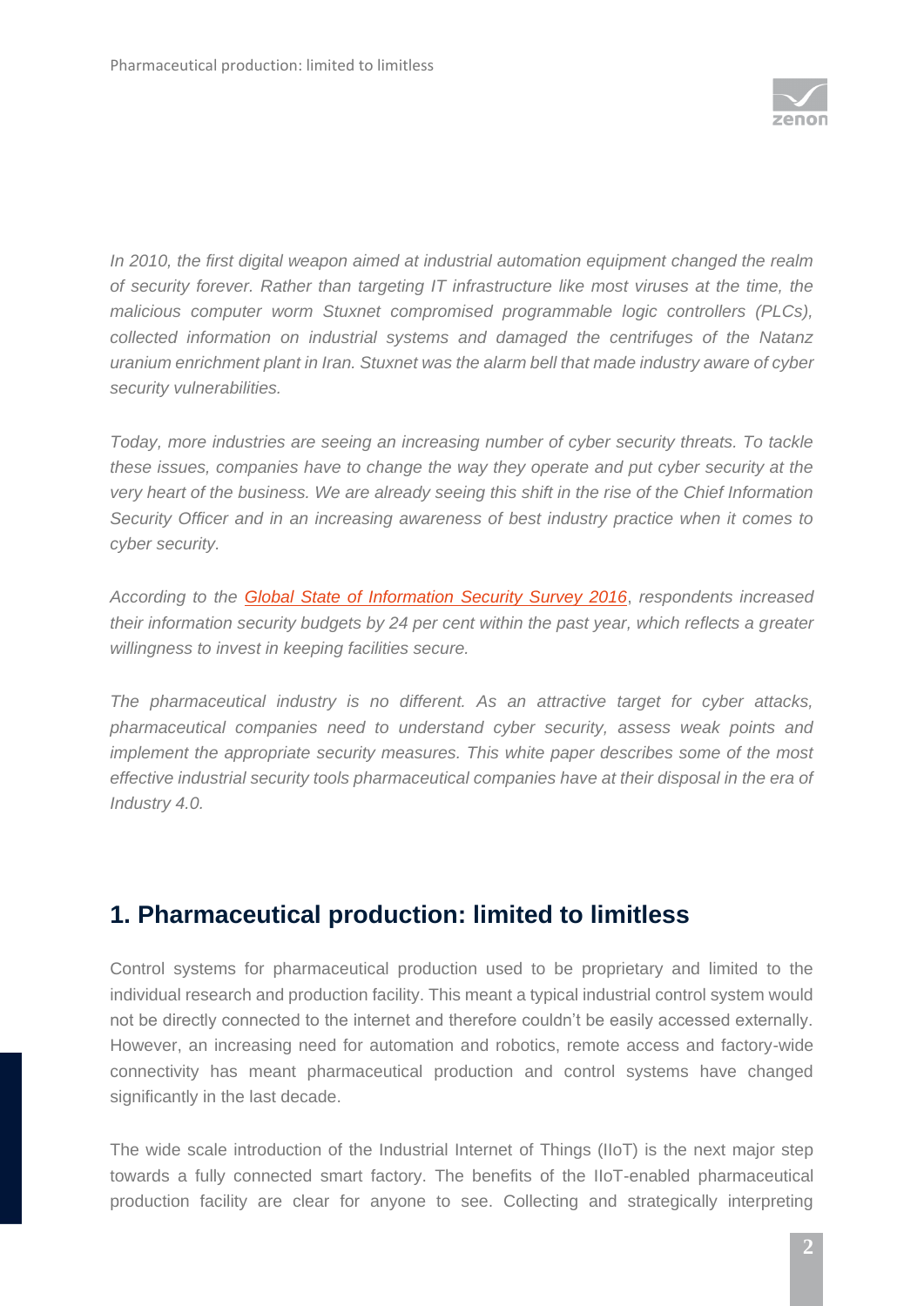*In 2010, the first digital weapon aimed at industrial automation equipment changed the realm of security forever. Rather than targeting IT infrastructure like most viruses at the time, the malicious computer worm Stuxnet compromised programmable logic controllers (PLCs), collected information on industrial systems and damaged the centrifuges of the Natanz uranium enrichment plant in Iran. Stuxnet was the alarm bell that made industry aware of cyber security vulnerabilities.*

*Today, more industries are seeing an increasing number of cyber security threats. To tackle these issues, companies have to change the way they operate and put cyber security at the very heart of the business. We are already seeing this shift in the rise of the Chief Information Security Officer and in an increasing awareness of best industry practice when it comes to cyber security.*

*According to the Global State of Information Security Survey 2016, respondents increased their information security budgets by 24 per cent within the past year, which reflects a greater willingness to invest in keeping facilities secure.*

*The pharmaceutical industry is no different. As an attractive target for cyber attacks, pharmaceutical companies need to understand cyber security, assess weak points and implement the appropriate security measures. This white paper describes some of the most effective industrial security tools pharmaceutical companies have at their disposal in the era of Industry 4.0.*

## 1. Pharmaceutical production: limited to limitless

Control systems for pharmaceutical production used to be proprietary and limited to the individual research and production facility. This meant a typical industrial control system would not be directly connected to the internet and therefore couldn't be easily accessed externally. However, an increasing need for automation and robotics, remote access and factory-wide connectivity has meant pharmaceutical production and control systems have changed significantly in the last decade.

The wide scale introduction of the Industrial Internet of Things (IIoT) is the next major step towards a fully connected smart factory. The benefits of the IIoT-enabled pharmaceutical production facility are clear for anyone to see. Collecting and strategically interpreting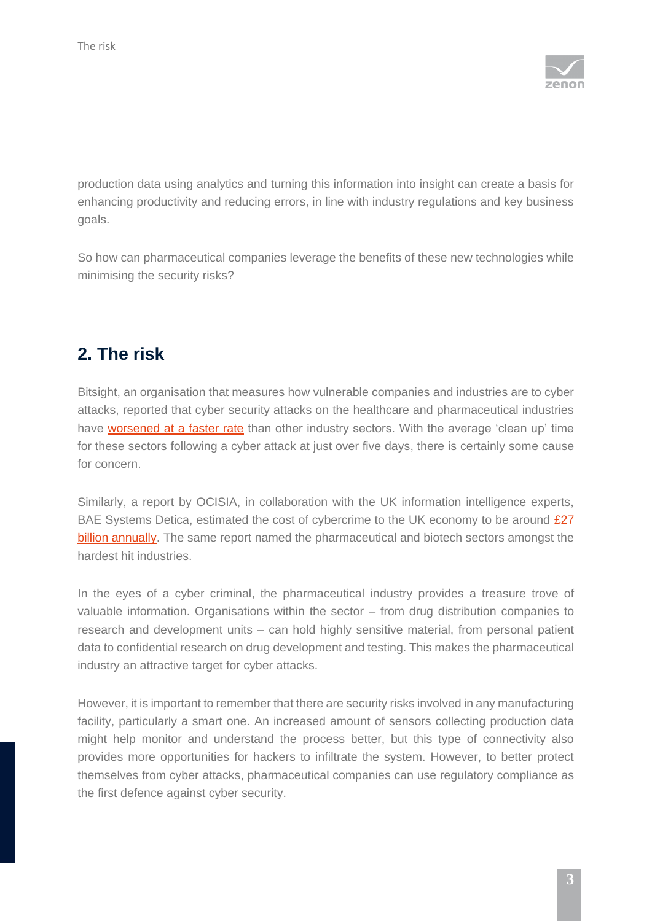production data using analytics and turning this information into insight can create a basis for enhancing productivity and reducing errors, in line with industry regulations and key business goals.

So how can pharmaceutical companies leverage the benefits of these new technologies while minimising the security risks?

## 2. The risk

Bitsight, an organisation that measures how vulnerable companies and industries are to cyber attacks, reported that cyber security attacks on the healthcare and pharmaceutical industries have worsened at a faster rate than other industry sectors. With the average 'clean up' time for these sectors following a cyber attack at just over five days, there is certainly some cause for concern.

Similarly, a report by OCISIA, in collaboration with the UK information intelligence experts, BAE Systems Detica, estimated the cost of cybercrime to the UK economy to be around £27 billion annually. The same report named the pharmaceutical and biotech sectors amongst the hardest hit industries.

In the eyes of a cyber criminal, the pharmaceutical industry provides a treasure trove of valuable information. Organisations within the sector – from drug distribution companies to research and development units – can hold highly sensitive material, from personal patient data to confidential research on drug development and testing. This makes the pharmaceutical industry an attractive target for cyber attacks.

However, it is important to remember that there are security risks involved in any manufacturing facility, particularly a smart one. An increased amount of sensors collecting production data might help monitor and understand the process better, but this type of connectivity also provides more opportunities for hackers to infiltrate the system. However, to better protect themselves from cyber attacks, pharmaceutical companies can use regulatory compliance as the first defence against cyber security.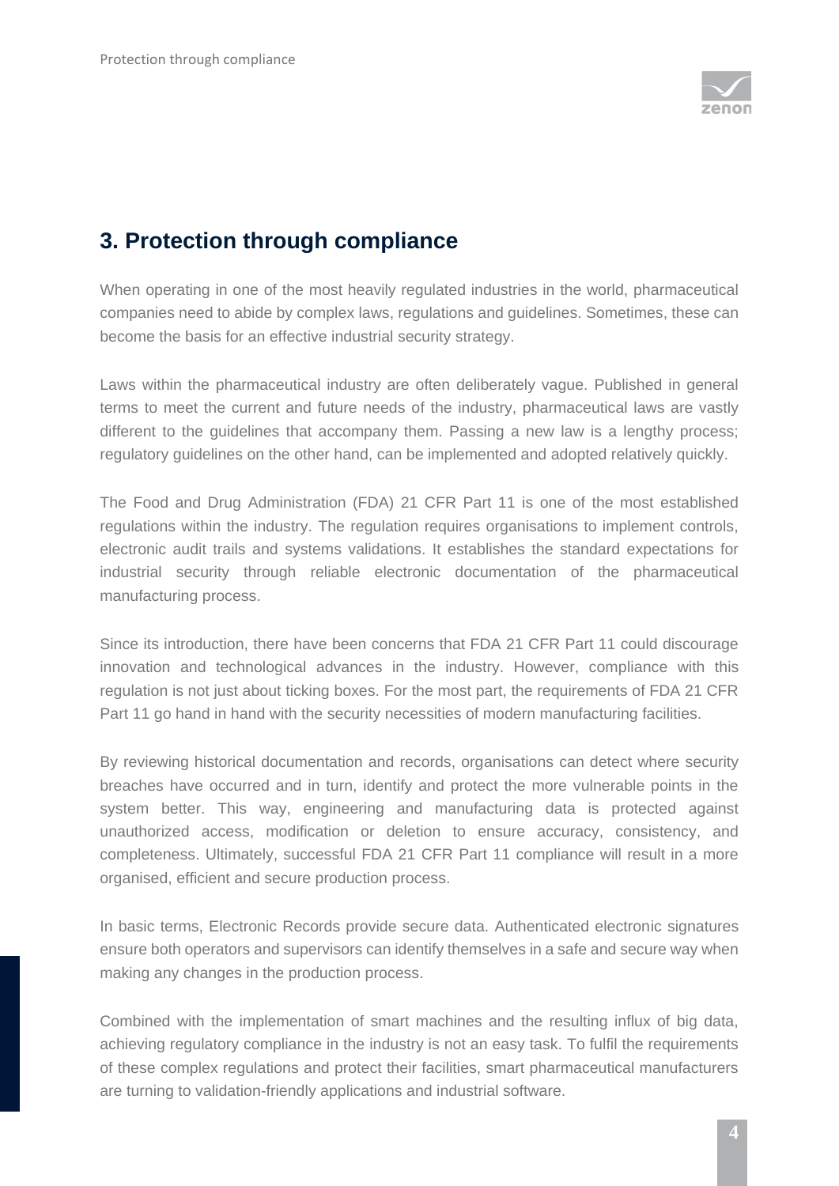## 3. Protection through compliance

When operating in one of the most heavily regulated industries in the world, pharmaceutical companies need to abide by complex laws, regulations and guidelines. Sometimes, these can become the basis for an effective industrial security strategy.

Laws within the pharmaceutical industry are often deliberately vague. Published in general terms to meet the current and future needs of the industry, pharmaceutical laws are vastly different to the guidelines that accompany them. Passing a new law is a lengthy process; regulatory guidelines on the other hand, can be implemented and adopted relatively quickly.

The Food and Drug Administration (FDA) 21 CFR Part 11 is one of the most established regulations within the industry. The regulation requires organisations to implement controls, electronic audit trails and systems validations. It establishes the standard expectations for industrial security through reliable electronic documentation of the pharmaceutical manufacturing process.

Since its introduction, there have been concerns that FDA 21 CFR Part 11 could discourage innovation and technological advances in the industry. However, compliance with this regulation is not just about ticking boxes. For the most part, the requirements of FDA 21 CFR Part 11 go hand in hand with the security necessities of modern manufacturing facilities.

By reviewing historical documentation and records, organisations can detect where security breaches have occurred and in turn, identify and protect the more vulnerable points in the system better. This way, engineering and manufacturing data is protected against unauthorized access, modification or deletion to ensure accuracy, consistency, and completeness. Ultimately, successful FDA 21 CFR Part 11 compliance will result in a more organised, efficient and secure production process.

In basic terms, Electronic Records provide secure data. Authenticated electronic signatures ensure both operators and supervisors can identify themselves in a safe and secure way when making any changes in the production process.

Combined with the implementation of smart machines and the resulting influx of big data, achieving regulatory compliance in the industry is not an easy task. To fulfil the requirements of these complex regulations and protect their facilities, smart pharmaceutical manufacturers are turning to validation-friendly applications and industrial software.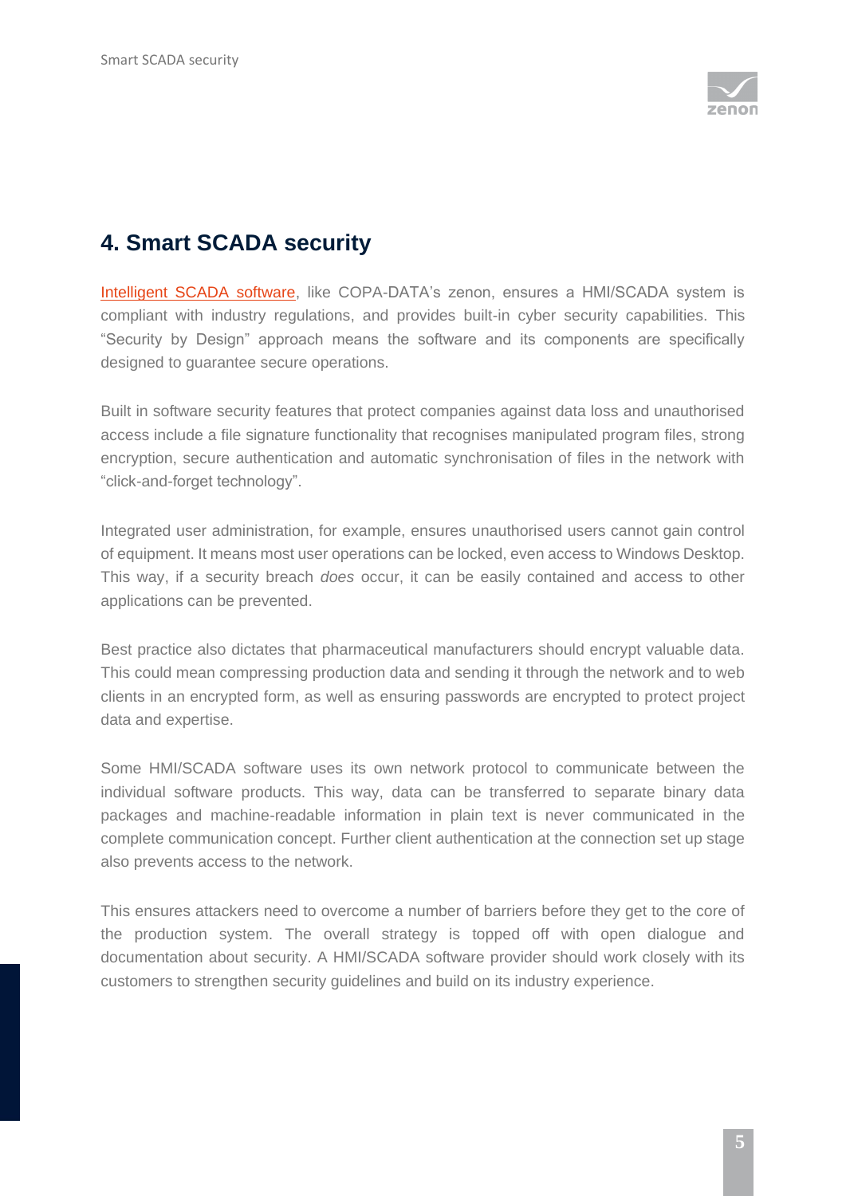## 4. Smart SCADA security

[Intelligent SCADA software](), like COPA-DATA's zenon, ensures a HMI/SCADA system is compliant with industry regulations, and provides built-in cyber security capabilities. This "Security by Design" approach means the software and its components are specifically designed to guarantee secure operations.

Built in software security features that protect companies against data loss and unauthorised access include a file signature functionality that recognises manipulated program files, strong encryption, secure authentication and automatic synchronisation of files in the network with "click-and-forget technology".

Integrated user administration, for example, ensures unauthorised users cannot gain control of equipment. It means most user operations can be locked, even access to Windows Desktop. This way, if a security breach *does* occur, it can be easily contained and access to other applications can be prevented.

Best practice also dictates that pharmaceutical manufacturers should encrypt valuable data. This could mean compressing production data and sending it through the network and to web clients in an encrypted form, as well as ensuring passwords are encrypted to protect project data and expertise.

Some HMI/SCADA software uses its own network protocol to communicate between the individual software products. This way, data can be transferred to separate binary data packages and machine-readable information in plain text is never communicated in the complete communication concept. Further client authentication at the connection set up stage also prevents access to the network.

This ensures attackers need to overcome a number of barriers before they get to the core of the production system. The overall strategy is topped off with open dialogue and documentation about security. A HMI/SCADA software provider should work closely with its customers to strengthen security guidelines and build on its industry experience.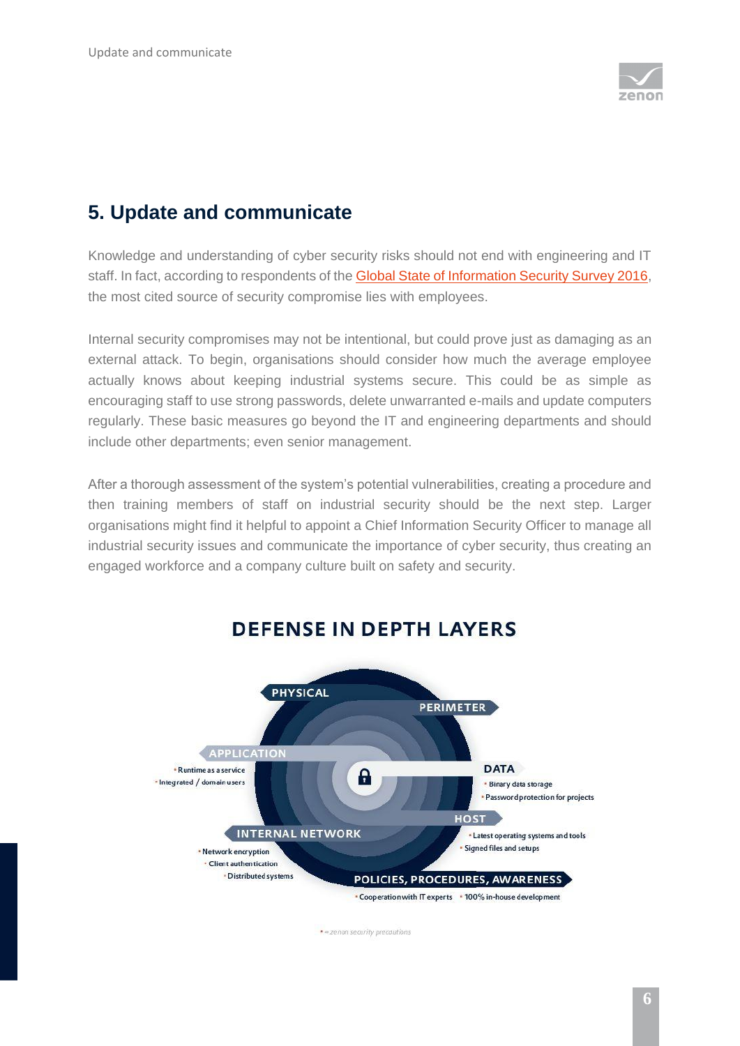## 5. Update and communicate

Knowledge and understanding of cyber security risks should not end with engineering and IT staff. In fact, according to respondents of the Global State of Information Security Survey 2016, the most cited source of security compromise lies with employees.

Internal security compromises may not be intentional, but could prove just as damaging as an external attack. To begin, organisations should consider how much the average employee actually knows about keeping industrial systems secure. This could be as simple as encouraging staff to use strong passwords, delete unwarranted e-mails and update computers regularly. These basic measures go beyond the IT and engineering departments and should include other departments; even senior management.

After a thorough assessment of the system's potential vulnerabilities, creating a procedure and then training members of staff on industrial security should be the next step. Larger organisations might find it helpful to appoint a Chief Information Security Officer to manage all industrial security issues and communicate the importance of cyber security, thus creating an engaged workforce and a company culture built on safety and security.

### DEFENSE IN DEPTH LAYERS

**PHYSICAL**

**PERIMETER**

**APPLICATION**
- Runtime as a service
- Integrated / domain users

**DATA**
- Binary data storage
- Password protection for projects

**HOST**
- Latest operating systems and tools
- Signed files and setups

**INTERNAL NETWORK**
- Network encryption
- Client authentication
- Distributed systems

**POLICIES, PROCEDURES, AWARENESS**
- Cooperation with IT experts
- 100% in-house development

*• = zenon security precautions*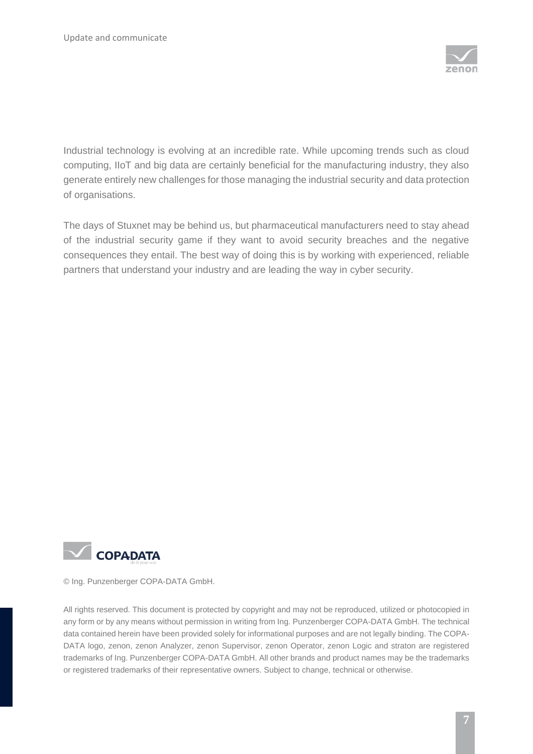Industrial technology is evolving at an incredible rate. While upcoming trends such as cloud computing, IIoT and big data are certainly beneficial for the manufacturing industry, they also generate entirely new challenges for those managing the industrial security and data protection of organisations.

The days of Stuxnet may be behind us, but pharmaceutical manufacturers need to stay ahead of the industrial security game if they want to avoid security breaches and the negative consequences they entail. The best way of doing this is by working with experienced, reliable partners that understand your industry and are leading the way in cyber security.

© Ing. Punzenberger COPA-DATA GmbH.

All rights reserved. This document is protected by copyright and may not be reproduced, utilized or photocopied in any form or by any means without permission in writing from Ing. Punzenberger COPA-DATA GmbH. The technical data contained herein have been provided solely for informational purposes and are not legally binding. The COPA-DATA logo, zenon, zenon Analyzer, zenon Supervisor, zenon Operator, zenon Logic and straton are registered trademarks of Ing. Punzenberger COPA-DATA GmbH. All other brands and product names may be the trademarks or registered trademarks of their representative owners. Subject to change, technical or otherwise.